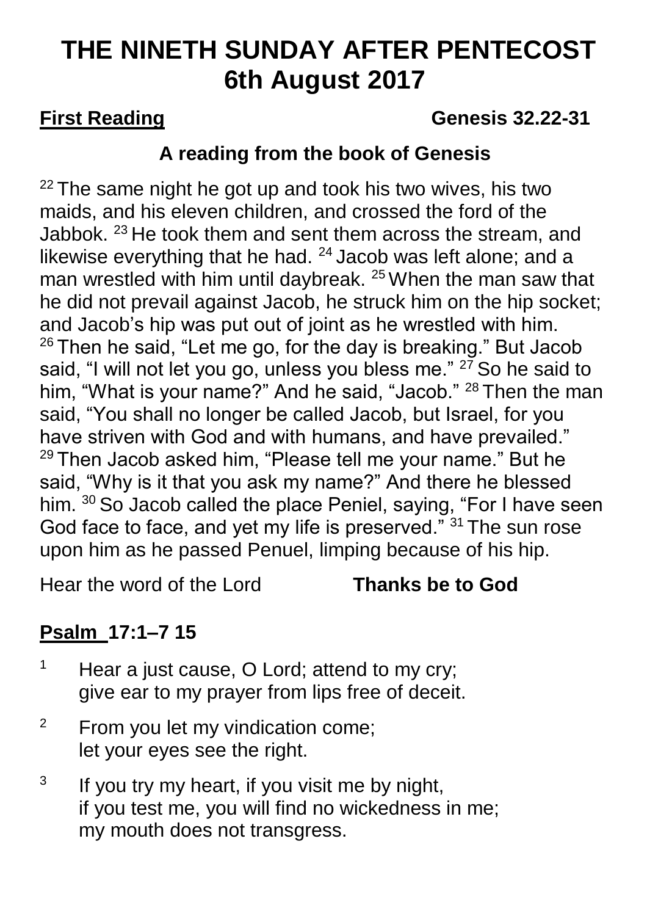# THE NINETH SUNDAY AFTER PENTECOST
# 6th August 2017

**First Reading** **Genesis 32.22-31**

**A reading from the book of Genesis**

[22] The same night he got up and took his two wives, his two maids, and his eleven children, and crossed the ford of the Jabbok. [23] He took them and sent them across the stream, and likewise everything that he had. [24] Jacob was left alone; and a man wrestled with him until daybreak. [25] When the man saw that he did not prevail against Jacob, he struck him on the hip socket; and Jacob's hip was put out of joint as he wrestled with him. [26] Then he said, "Let me go, for the day is breaking." But Jacob said, "I will not let you go, unless you bless me." [27] So he said to him, "What is your name?" And he said, "Jacob." [28] Then the man said, "You shall no longer be called Jacob, but Israel, for you have striven with God and with humans, and have prevailed." [29] Then Jacob asked him, "Please tell me your name." But he said, "Why is it that you ask my name?" And there he blessed him. [30] So Jacob called the place Peniel, saying, "For I have seen God face to face, and yet my life is preserved." [31] The sun rose upon him as he passed Penuel, limping because of his hip.

Hear the word of the Lord **Thanks be to God**

**Psalm 17:1–7 15**

[1] Hear a just cause, O Lord; attend to my cry;
give ear to my prayer from lips free of deceit.

[2] From you let my vindication come;
let your eyes see the right.

[3] If you try my heart, if you visit me by night,
if you test me, you will find no wickedness in me;
my mouth does not transgress.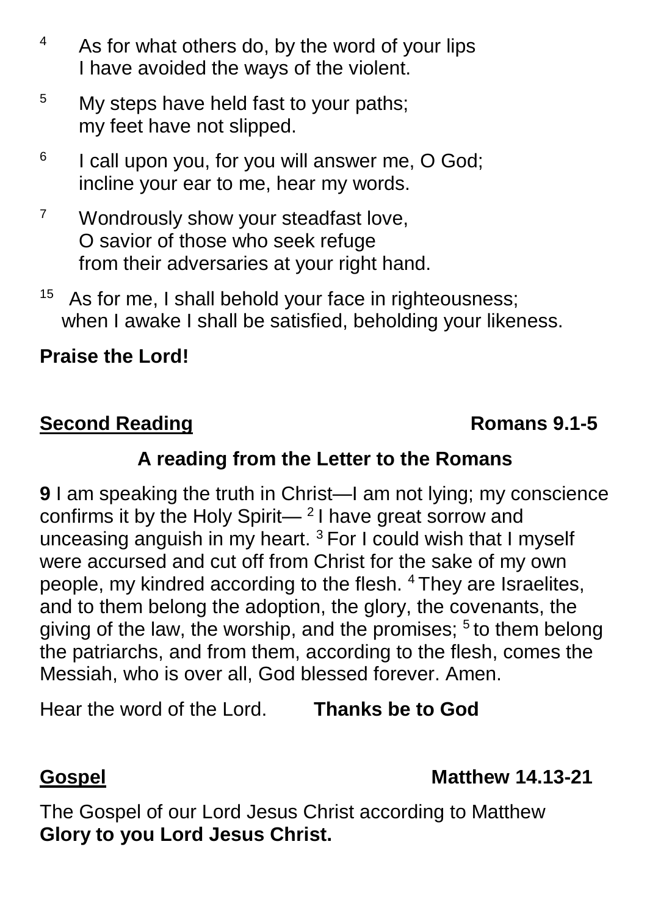[4] As for what others do, by the word of your lips
I have avoided the ways of the violent.

[5] My steps have held fast to your paths;
my feet have not slipped.

[6] I call upon you, for you will answer me, O God;
incline your ear to me, hear my words.

[7] Wondrously show your steadfast love,
O savior of those who seek refuge
from their adversaries at your right hand.

[15] As for me, I shall behold your face in righteousness;
when I awake I shall be satisfied, beholding your likeness.

**Praise the Lord!**

**<u>Second Reading</u>** **Romans 9.1-5**

**A reading from the Letter to the Romans**

**9** I am speaking the truth in Christ—I am not lying; my conscience confirms it by the Holy Spirit— [2] I have great sorrow and unceasing anguish in my heart. [3] For I could wish that I myself were accursed and cut off from Christ for the sake of my own people, my kindred according to the flesh. [4] They are Israelites, and to them belong the adoption, the glory, the covenants, the giving of the law, the worship, and the promises; [5] to them belong the patriarchs, and from them, according to the flesh, comes the Messiah, who is over all, God blessed forever. Amen.

Hear the word of the Lord. **Thanks be to God**

**<u>Gospel</u>** **Matthew 14.13-21**

The Gospel of our Lord Jesus Christ according to Matthew
**Glory to you Lord Jesus Christ.**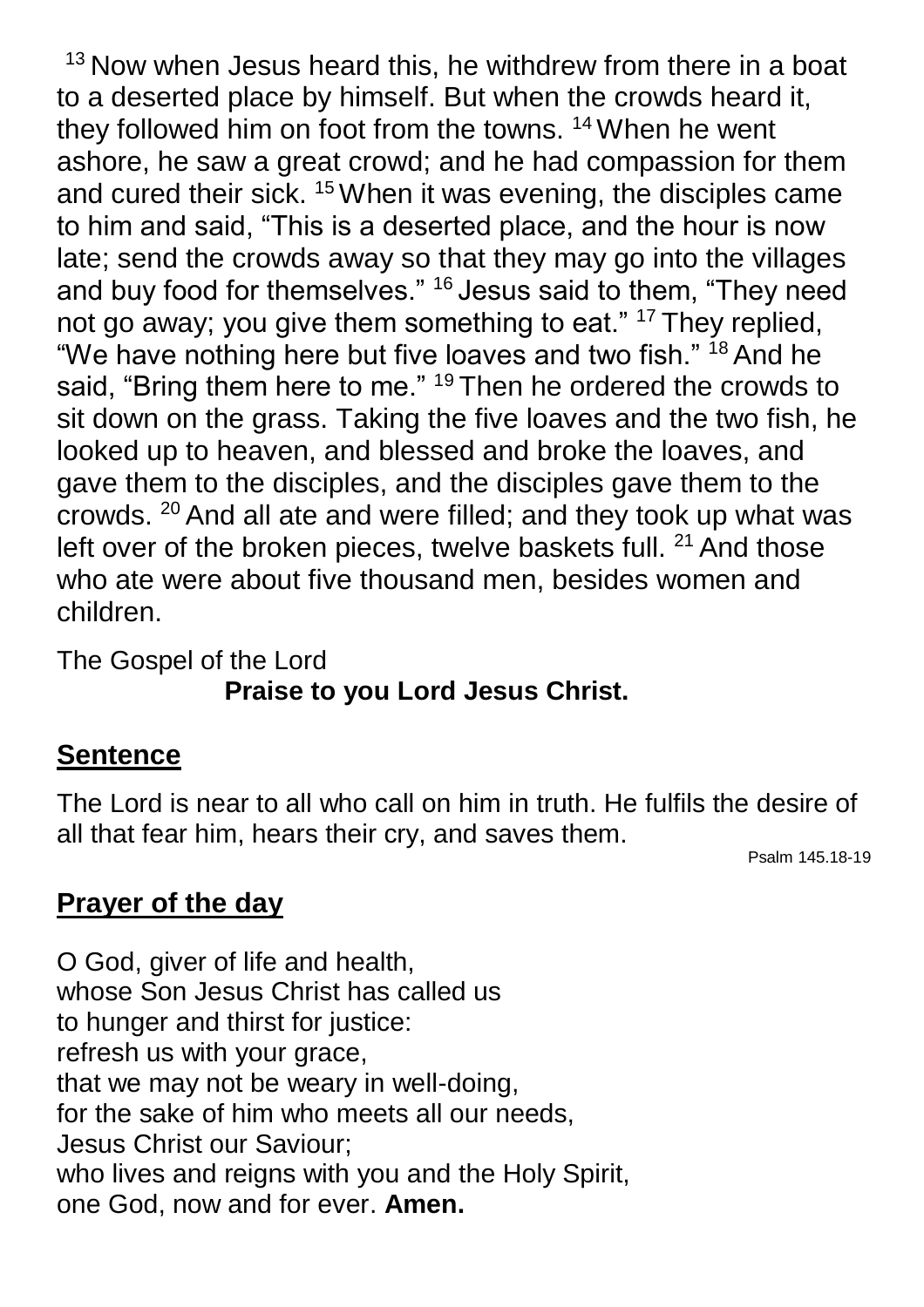[13] Now when Jesus heard this, he withdrew from there in a boat to a deserted place by himself. But when the crowds heard it, they followed him on foot from the towns. [14] When he went ashore, he saw a great crowd; and he had compassion for them and cured their sick. [15] When it was evening, the disciples came to him and said, "This is a deserted place, and the hour is now late; send the crowds away so that they may go into the villages and buy food for themselves." [16] Jesus said to them, "They need not go away; you give them something to eat." [17] They replied, "We have nothing here but five loaves and two fish." [18] And he said, "Bring them here to me." [19] Then he ordered the crowds to sit down on the grass. Taking the five loaves and the two fish, he looked up to heaven, and blessed and broke the loaves, and gave them to the disciples, and the disciples gave them to the crowds. [20] And all ate and were filled; and they took up what was left over of the broken pieces, twelve baskets full. [21] And those who ate were about five thousand men, besides women and children.

The Gospel of the Lord
**Praise to you Lord Jesus Christ.**

## Sentence

The Lord is near to all who call on him in truth. He fulfils the desire of all that fear him, hears their cry, and saves them.

Psalm 145.18-19

## Prayer of the day

O God, giver of life and health,
whose Son Jesus Christ has called us
to hunger and thirst for justice:
refresh us with your grace,
that we may not be weary in well-doing,
for the sake of him who meets all our needs,
Jesus Christ our Saviour;
who lives and reigns with you and the Holy Spirit,
one God, now and for ever. **Amen.**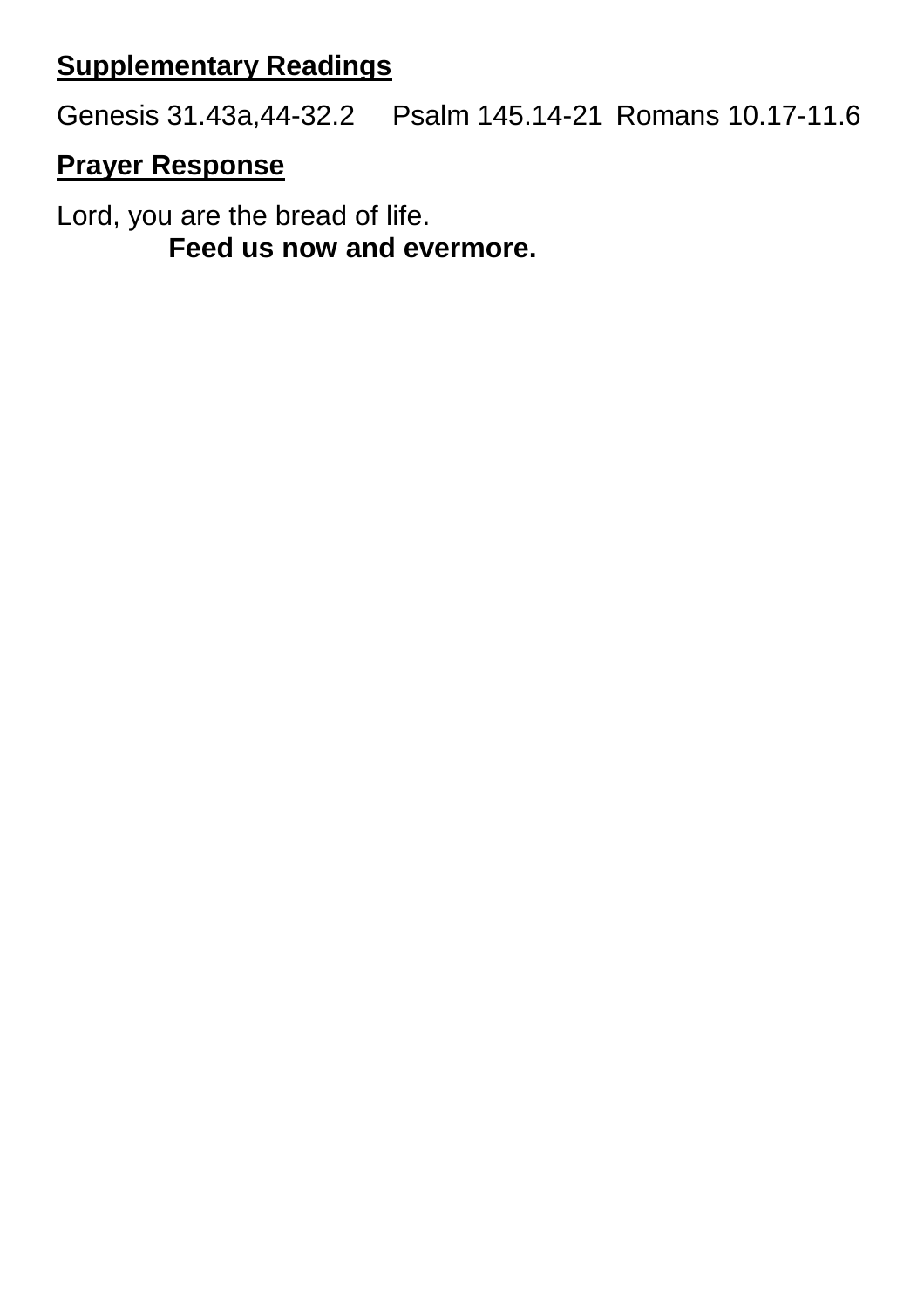**Supplementary Readings**

Genesis 31.43a,44-32.2 Psalm 145.14-21 Romans 10.17-11.6

**Prayer Response**

Lord, you are the bread of life.
**Feed us now and evermore.**